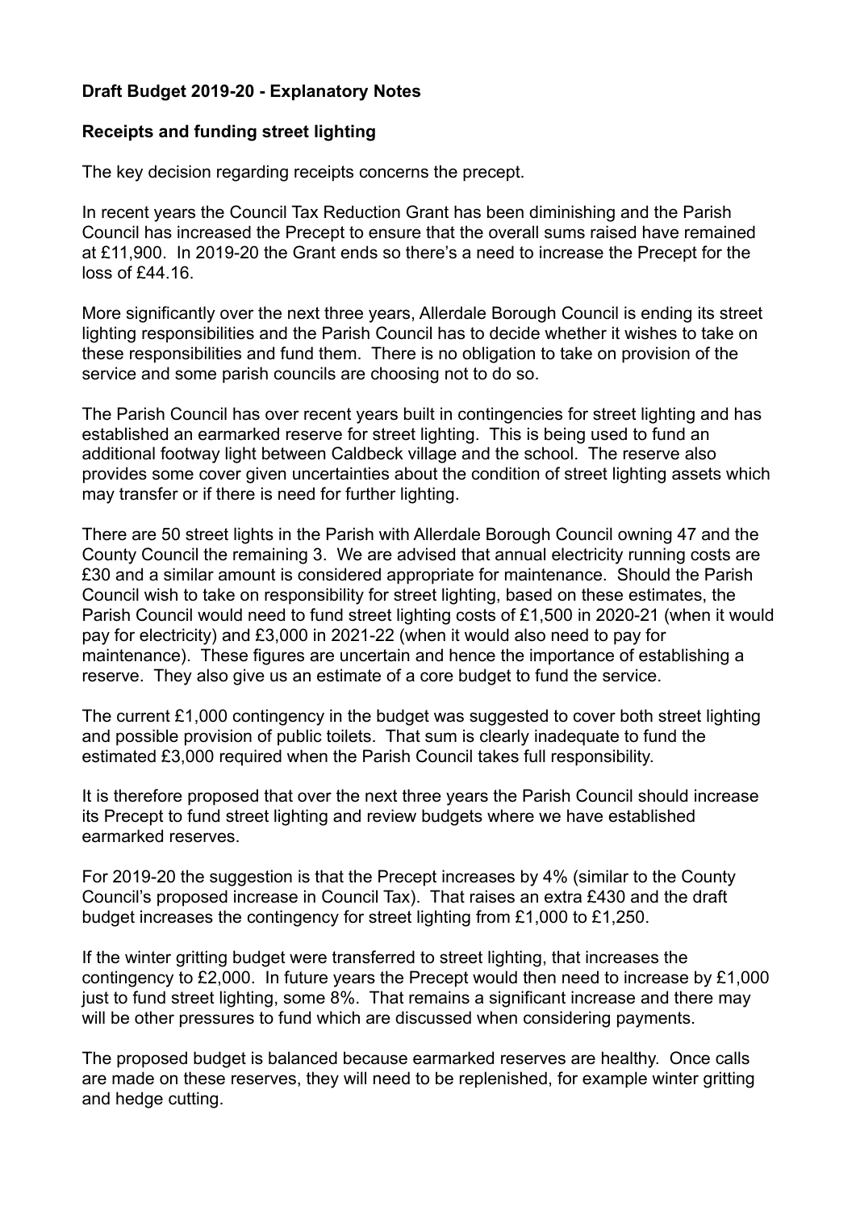**Draft Budget 2019-20 - Explanatory Notes**

**Receipts and funding street lighting**

The key decision regarding receipts concerns the precept.

In recent years the Council Tax Reduction Grant has been diminishing and the Parish Council has increased the Precept to ensure that the overall sums raised have remained at £11,900. In 2019-20 the Grant ends so there's a need to increase the Precept for the loss of £44.16.

More significantly over the next three years, Allerdale Borough Council is ending its street lighting responsibilities and the Parish Council has to decide whether it wishes to take on these responsibilities and fund them. There is no obligation to take on provision of the service and some parish councils are choosing not to do so.

The Parish Council has over recent years built in contingencies for street lighting and has established an earmarked reserve for street lighting. This is being used to fund an additional footway light between Caldbeck village and the school. The reserve also provides some cover given uncertainties about the condition of street lighting assets which may transfer or if there is need for further lighting.

There are 50 street lights in the Parish with Allerdale Borough Council owning 47 and the County Council the remaining 3. We are advised that annual electricity running costs are £30 and a similar amount is considered appropriate for maintenance. Should the Parish Council wish to take on responsibility for street lighting, based on these estimates, the Parish Council would need to fund street lighting costs of £1,500 in 2020-21 (when it would pay for electricity) and £3,000 in 2021-22 (when it would also need to pay for maintenance). These figures are uncertain and hence the importance of establishing a reserve. They also give us an estimate of a core budget to fund the service.

The current £1,000 contingency in the budget was suggested to cover both street lighting and possible provision of public toilets. That sum is clearly inadequate to fund the estimated £3,000 required when the Parish Council takes full responsibility.

It is therefore proposed that over the next three years the Parish Council should increase its Precept to fund street lighting and review budgets where we have established earmarked reserves.

For 2019-20 the suggestion is that the Precept increases by 4% (similar to the County Council's proposed increase in Council Tax). That raises an extra £430 and the draft budget increases the contingency for street lighting from £1,000 to £1,250.

If the winter gritting budget were transferred to street lighting, that increases the contingency to £2,000. In future years the Precept would then need to increase by £1,000 just to fund street lighting, some 8%. That remains a significant increase and there may will be other pressures to fund which are discussed when considering payments.

The proposed budget is balanced because earmarked reserves are healthy. Once calls are made on these reserves, they will need to be replenished, for example winter gritting and hedge cutting.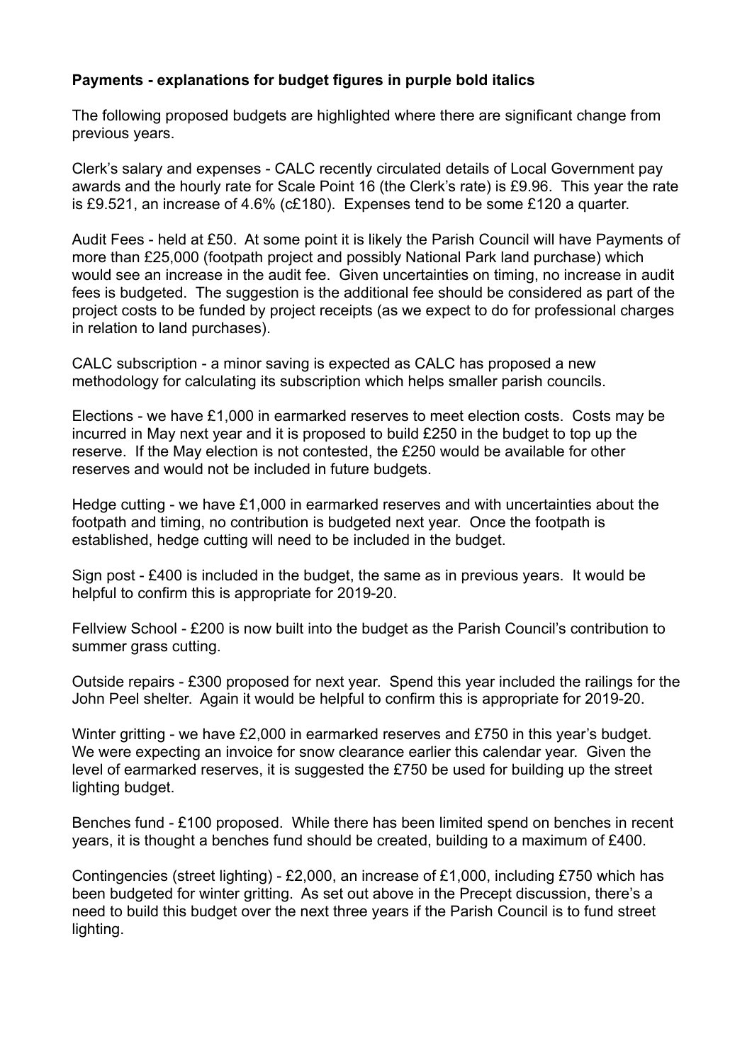**Payments - explanations for budget figures in purple bold italics**

The following proposed budgets are highlighted where there are significant change from previous years.

Clerk's salary and expenses - CALC recently circulated details of Local Government pay awards and the hourly rate for Scale Point 16 (the Clerk's rate) is £9.96. This year the rate is £9.521, an increase of 4.6% (c£180). Expenses tend to be some £120 a quarter.

Audit Fees - held at £50. At some point it is likely the Parish Council will have Payments of more than £25,000 (footpath project and possibly National Park land purchase) which would see an increase in the audit fee. Given uncertainties on timing, no increase in audit fees is budgeted. The suggestion is the additional fee should be considered as part of the project costs to be funded by project receipts (as we expect to do for professional charges in relation to land purchases).

CALC subscription - a minor saving is expected as CALC has proposed a new methodology for calculating its subscription which helps smaller parish councils.

Elections - we have £1,000 in earmarked reserves to meet election costs. Costs may be incurred in May next year and it is proposed to build £250 in the budget to top up the reserve. If the May election is not contested, the £250 would be available for other reserves and would not be included in future budgets.

Hedge cutting - we have £1,000 in earmarked reserves and with uncertainties about the footpath and timing, no contribution is budgeted next year. Once the footpath is established, hedge cutting will need to be included in the budget.

Sign post - £400 is included in the budget, the same as in previous years. It would be helpful to confirm this is appropriate for 2019-20.

Fellview School - £200 is now built into the budget as the Parish Council's contribution to summer grass cutting.

Outside repairs - £300 proposed for next year. Spend this year included the railings for the John Peel shelter. Again it would be helpful to confirm this is appropriate for 2019-20.

Winter gritting - we have £2,000 in earmarked reserves and £750 in this year's budget. We were expecting an invoice for snow clearance earlier this calendar year. Given the level of earmarked reserves, it is suggested the £750 be used for building up the street lighting budget.

Benches fund - £100 proposed. While there has been limited spend on benches in recent years, it is thought a benches fund should be created, building to a maximum of £400.

Contingencies (street lighting) - £2,000, an increase of £1,000, including £750 which has been budgeted for winter gritting. As set out above in the Precept discussion, there's a need to build this budget over the next three years if the Parish Council is to fund street lighting.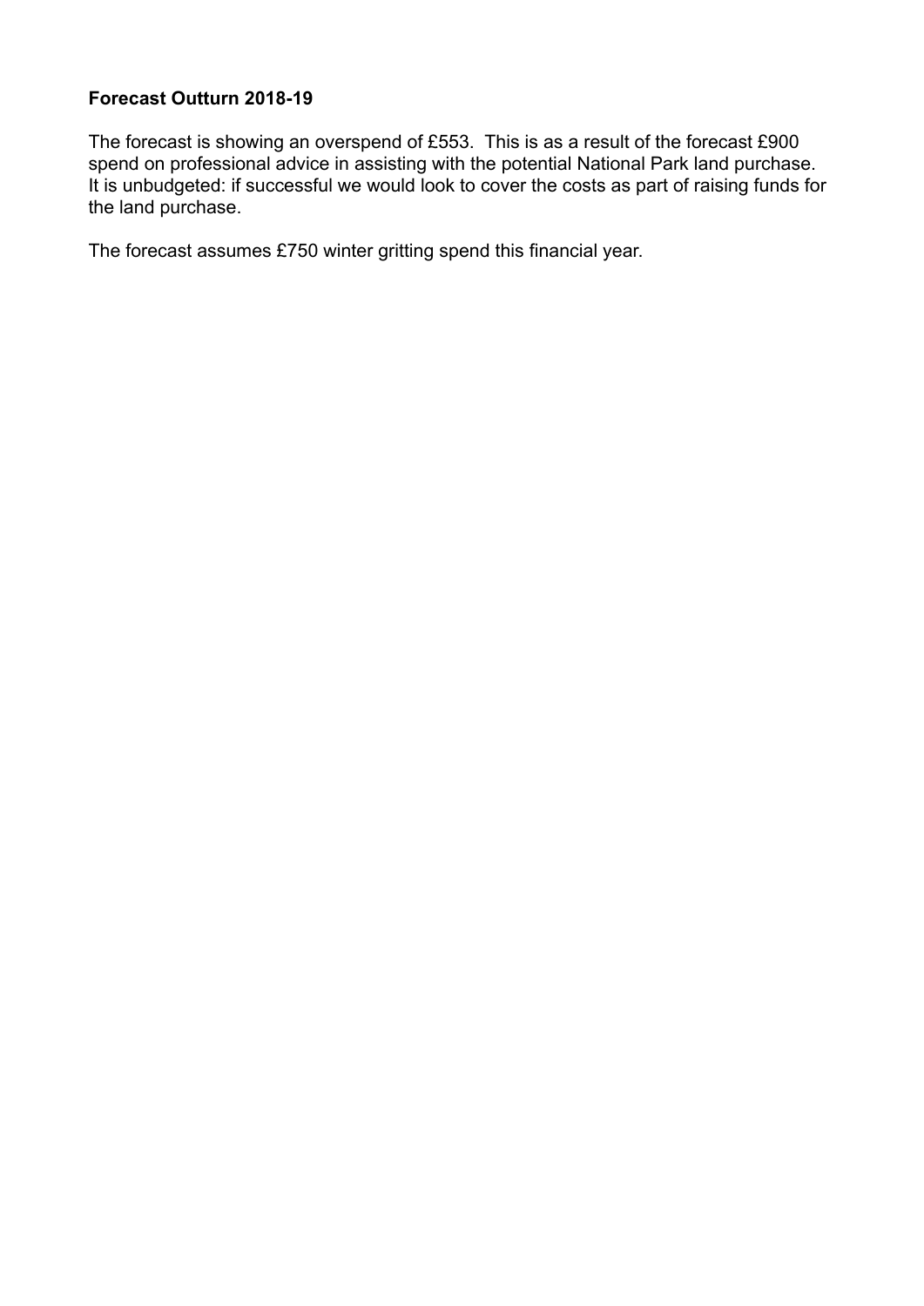**Forecast Outturn 2018-19**

The forecast is showing an overspend of £553. This is as a result of the forecast £900 spend on professional advice in assisting with the potential National Park land purchase. It is unbudgeted: if successful we would look to cover the costs as part of raising funds for the land purchase.

The forecast assumes £750 winter gritting spend this financial year.